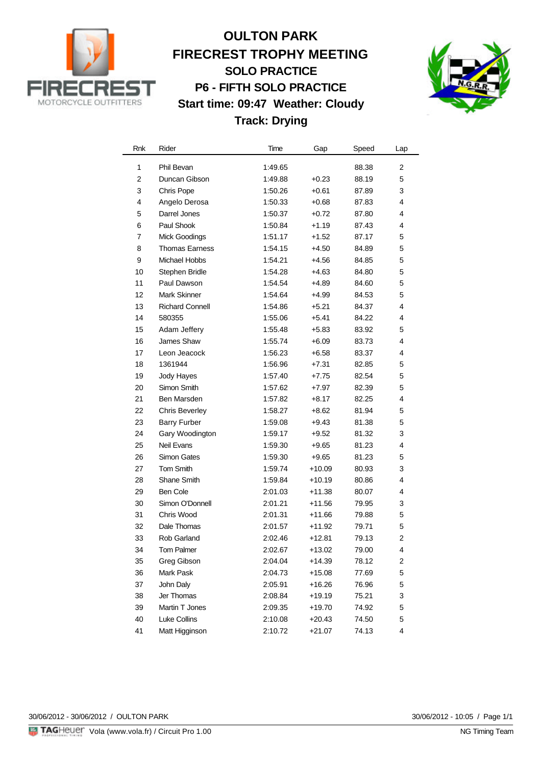# OULTON PARK

## FIRECREST TROPHY MEETING

### SOLO PRACTICE

### P6 - FIFTH SOLO PRACTICE

**Start time: 09:47  Weather: Cloudy**

**Track: Drying**

| Rnk | Rider | Time | Gap | Speed | Lap |
|---|---|---|---|---|---|
| 1 | Phil Bevan | 1:49.65 | | 88.38 | 2 |
| 2 | Duncan Gibson | 1:49.88 | +0.23 | 88.19 | 5 |
| 3 | Chris Pope | 1:50.26 | +0.61 | 87.89 | 3 |
| 4 | Angelo Derosa | 1:50.33 | +0.68 | 87.83 | 4 |
| 5 | Darrel Jones | 1:50.37 | +0.72 | 87.80 | 4 |
| 6 | Paul Shook | 1:50.84 | +1.19 | 87.43 | 4 |
| 7 | Mick Goodings | 1:51.17 | +1.52 | 87.17 | 5 |
| 8 | Thomas Earness | 1:54.15 | +4.50 | 84.89 | 5 |
| 9 | Michael Hobbs | 1:54.21 | +4.56 | 84.85 | 5 |
| 10 | Stephen Bridle | 1:54.28 | +4.63 | 84.80 | 5 |
| 11 | Paul Dawson | 1:54.54 | +4.89 | 84.60 | 5 |
| 12 | Mark Skinner | 1:54.64 | +4.99 | 84.53 | 5 |
| 13 | Richard Connell | 1:54.86 | +5.21 | 84.37 | 4 |
| 14 | 580355 | 1:55.06 | +5.41 | 84.22 | 4 |
| 15 | Adam Jeffery | 1:55.48 | +5.83 | 83.92 | 5 |
| 16 | James Shaw | 1:55.74 | +6.09 | 83.73 | 4 |
| 17 | Leon Jeacock | 1:56.23 | +6.58 | 83.37 | 4 |
| 18 | 1361944 | 1:56.96 | +7.31 | 82.85 | 5 |
| 19 | Jody Hayes | 1:57.40 | +7.75 | 82.54 | 5 |
| 20 | Simon Smith | 1:57.62 | +7.97 | 82.39 | 5 |
| 21 | Ben Marsden | 1:57.82 | +8.17 | 82.25 | 4 |
| 22 | Chris Beverley | 1:58.27 | +8.62 | 81.94 | 5 |
| 23 | Barry Furber | 1:59.08 | +9.43 | 81.38 | 5 |
| 24 | Gary Woodington | 1:59.17 | +9.52 | 81.32 | 3 |
| 25 | Neil Evans | 1:59.30 | +9.65 | 81.23 | 4 |
| 26 | Simon Gates | 1:59.30 | +9.65 | 81.23 | 5 |
| 27 | Tom Smith | 1:59.74 | +10.09 | 80.93 | 3 |
| 28 | Shane Smith | 1:59.84 | +10.19 | 80.86 | 4 |
| 29 | Ben Cole | 2:01.03 | +11.38 | 80.07 | 4 |
| 30 | Simon O'Donnell | 2:01.21 | +11.56 | 79.95 | 3 |
| 31 | Chris Wood | 2:01.31 | +11.66 | 79.88 | 5 |
| 32 | Dale Thomas | 2:01.57 | +11.92 | 79.71 | 5 |
| 33 | Rob Garland | 2:02.46 | +12.81 | 79.13 | 2 |
| 34 | Tom Palmer | 2:02.67 | +13.02 | 79.00 | 4 |
| 35 | Greg Gibson | 2:04.04 | +14.39 | 78.12 | 2 |
| 36 | Mark Pask | 2:04.73 | +15.08 | 77.69 | 5 |
| 37 | John Daly | 2:05.91 | +16.26 | 76.96 | 5 |
| 38 | Jer Thomas | 2:08.84 | +19.19 | 75.21 | 3 |
| 39 | Martin T Jones | 2:09.35 | +19.70 | 74.92 | 5 |
| 40 | Luke Collins | 2:10.08 | +20.43 | 74.50 | 5 |
| 41 | Matt Higginson | 2:10.72 | +21.07 | 74.13 | 4 |

30/06/2012 - 30/06/2012 / OULTON PARK — 30/06/2012 - 10:05

TAGHeuer Vola (www.vola.fr) / Circuit Pro 1.00 — NG Timing Team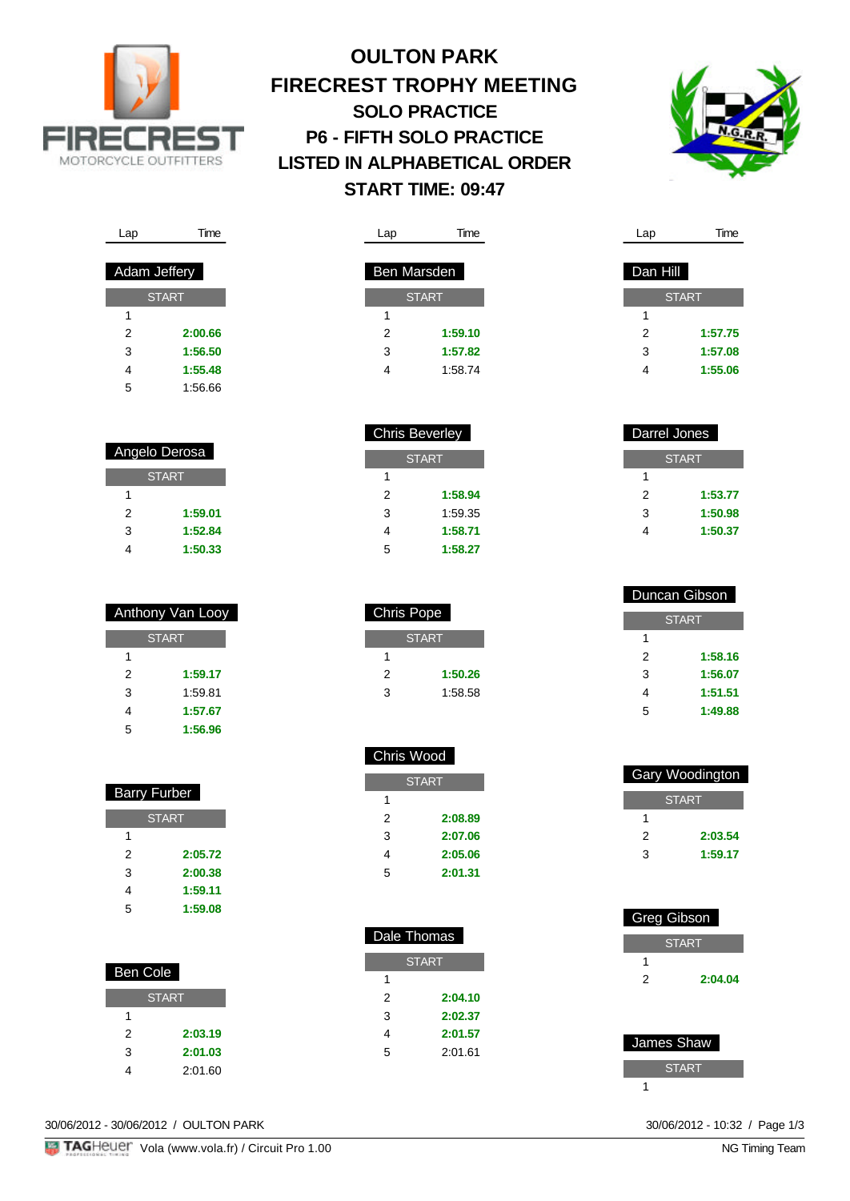# OULTON PARK
## FIRECREST TROPHY MEETING
### SOLO PRACTICE
### P6 - FIFTH SOLO PRACTICE
### LISTED IN ALPHABETICAL ORDER
### START TIME: 09:47

**Adam Jeffery**

| Lap | Time |
|---|---|
| START | |
| 1 | |
| 2 | **2:00.66** |
| 3 | **1:56.50** |
| 4 | **1:55.48** |
| 5 | 1:56.66 |

**Angelo Derosa**

| Lap | Time |
|---|---|
| START | |
| 1 | |
| 2 | **1:59.01** |
| 3 | **1:52.84** |
| 4 | **1:50.33** |

**Anthony Van Looy**

| Lap | Time |
|---|---|
| START | |
| 1 | |
| 2 | **1:59.17** |
| 3 | 1:59.81 |
| 4 | **1:57.67** |
| 5 | **1:56.96** |

**Barry Furber**

| Lap | Time |
|---|---|
| START | |
| 1 | |
| 2 | **2:05.72** |
| 3 | **2:00.38** |
| 4 | **1:59.11** |
| 5 | **1:59.08** |

**Ben Cole**

| Lap | Time |
|---|---|
| START | |
| 1 | |
| 2 | **2:03.19** |
| 3 | **2:01.03** |
| 4 | 2:01.60 |

**Ben Marsden**

| Lap | Time |
|---|---|
| START | |
| 1 | |
| 2 | **1:59.10** |
| 3 | **1:57.82** |
| 4 | 1:58.74 |

**Chris Beverley**

| Lap | Time |
|---|---|
| START | |
| 1 | |
| 2 | **1:58.94** |
| 3 | 1:59.35 |
| 4 | **1:58.71** |
| 5 | **1:58.27** |

**Chris Pope**

| Lap | Time |
|---|---|
| START | |
| 1 | |
| 2 | **1:50.26** |
| 3 | 1:58.58 |

**Chris Wood**

| Lap | Time |
|---|---|
| START | |
| 1 | |
| 2 | **2:08.89** |
| 3 | **2:07.06** |
| 4 | **2:05.06** |
| 5 | **2:01.31** |

**Dale Thomas**

| Lap | Time |
|---|---|
| START | |
| 1 | |
| 2 | **2:04.10** |
| 3 | **2:02.37** |
| 4 | **2:01.57** |
| 5 | 2:01.61 |

**Dan Hill**

| Lap | Time |
|---|---|
| START | |
| 1 | |
| 2 | **1:57.75** |
| 3 | **1:57.08** |
| 4 | **1:55.06** |

**Darrel Jones**

| Lap | Time |
|---|---|
| START | |
| 1 | |
| 2 | **1:53.77** |
| 3 | **1:50.98** |
| 4 | **1:50.37** |

**Duncan Gibson**

| Lap | Time |
|---|---|
| START | |
| 1 | |
| 2 | **1:58.16** |
| 3 | **1:56.07** |
| 4 | **1:51.51** |
| 5 | **1:49.88** |

**Gary Woodington**

| Lap | Time |
|---|---|
| START | |
| 1 | |
| 2 | **2:03.54** |
| 3 | **1:59.17** |

**Greg Gibson**

| Lap | Time |
|---|---|
| START | |
| 1 | |
| 2 | **2:04.04** |

**James Shaw**

| Lap | Time |
|---|---|
| START | |
| 1 | |

30/06/2012 - 30/06/2012 / OULTON PARK

30/06/2012 - 10:32

Vola (www.vola.fr) / Circuit Pro 1.00

NG Timing Team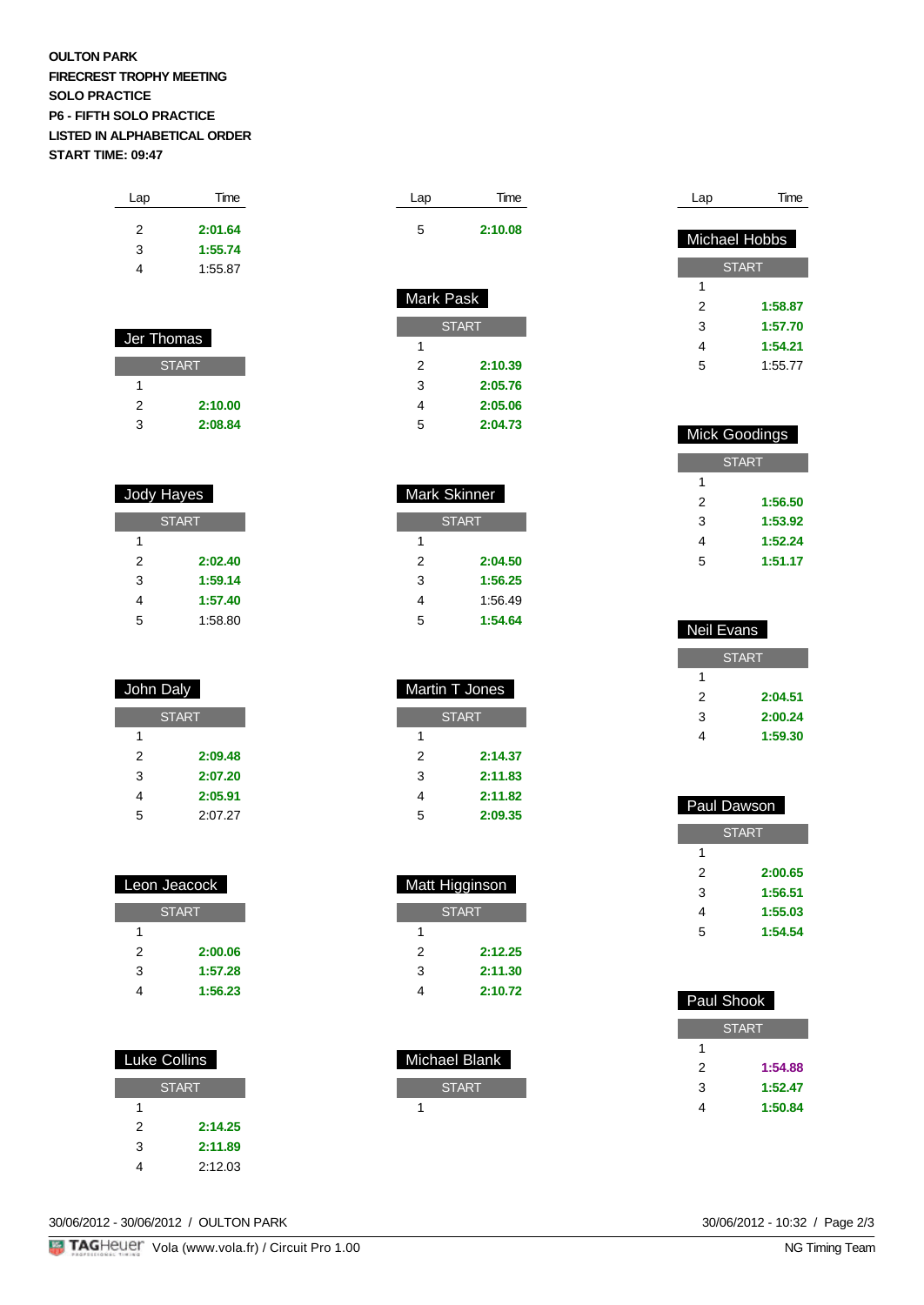**OULTON PARK**
**FIRECREST TROPHY MEETING**
**SOLO PRACTICE**
**P6 - FIFTH SOLO PRACTICE**
**LISTED IN ALPHABETICAL ORDER**
**START TIME: 09:47**

| Lap | Time |
|---|---|
| 2 | **2:01.64** |
| 3 | **1:55.74** |
| 4 | 1:55.87 |

## Jer Thomas

| Lap | Time |
|---|---|
| START | |
| 1 | |
| 2 | **2:10.00** |
| 3 | **2:08.84** |

## Jody Hayes

| Lap | Time |
|---|---|
| START | |
| 1 | |
| 2 | **2:02.40** |
| 3 | **1:59.14** |
| 4 | **1:57.40** |
| 5 | 1:58.80 |

## John Daly

| Lap | Time |
|---|---|
| START | |
| 1 | |
| 2 | **2:09.48** |
| 3 | **2:07.20** |
| 4 | **2:05.91** |
| 5 | 2:07.27 |

## Leon Jeacock

| Lap | Time |
|---|---|
| START | |
| 1 | |
| 2 | **2:00.06** |
| 3 | **1:57.28** |
| 4 | **1:56.23** |

## Luke Collins

| Lap | Time |
|---|---|
| START | |
| 1 | |
| 2 | **2:14.25** |
| 3 | **2:11.89** |
| 4 | 2:12.03 |

| Lap | Time |
|---|---|
| 5 | **2:10.08** |

## Mark Pask

| Lap | Time |
|---|---|
| START | |
| 1 | |
| 2 | **2:10.39** |
| 3 | **2:05.76** |
| 4 | **2:05.06** |
| 5 | **2:04.73** |

## Mark Skinner

| Lap | Time |
|---|---|
| START | |
| 1 | |
| 2 | **2:04.50** |
| 3 | **1:56.25** |
| 4 | 1:56.49 |
| 5 | **1:54.64** |

## Martin T Jones

| Lap | Time |
|---|---|
| START | |
| 1 | |
| 2 | **2:14.37** |
| 3 | **2:11.83** |
| 4 | **2:11.82** |
| 5 | **2:09.35** |

## Matt Higginson

| Lap | Time |
|---|---|
| START | |
| 1 | |
| 2 | **2:12.25** |
| 3 | **2:11.30** |
| 4 | **2:10.72** |

## Michael Blank

| Lap | Time |
|---|---|
| START | |
| 1 | |

## Michael Hobbs

| Lap | Time |
|---|---|
| START | |
| 1 | |
| 2 | **1:58.87** |
| 3 | **1:57.70** |
| 4 | **1:54.21** |
| 5 | 1:55.77 |

## Mick Goodings

| Lap | Time |
|---|---|
| START | |
| 1 | |
| 2 | **1:56.50** |
| 3 | **1:53.92** |
| 4 | **1:52.24** |
| 5 | **1:51.17** |

## Neil Evans

| Lap | Time |
|---|---|
| START | |
| 1 | |
| 2 | **2:04.51** |
| 3 | **2:00.24** |
| 4 | **1:59.30** |

## Paul Dawson

| Lap | Time |
|---|---|
| START | |
| 1 | |
| 2 | **2:00.65** |
| 3 | **1:56.51** |
| 4 | **1:55.03** |
| 5 | **1:54.54** |

## Paul Shook

| Lap | Time |
|---|---|
| START | |
| 1 | |
| 2 | **1:54.88** |
| 3 | **1:52.47** |
| 4 | **1:50.84** |

30/06/2012 - 30/06/2012 / OULTON PARK — 30/06/2012 - 10:32

TAGHeuer Vola (www.vola.fr) / Circuit Pro 1.00 — NG Timing Team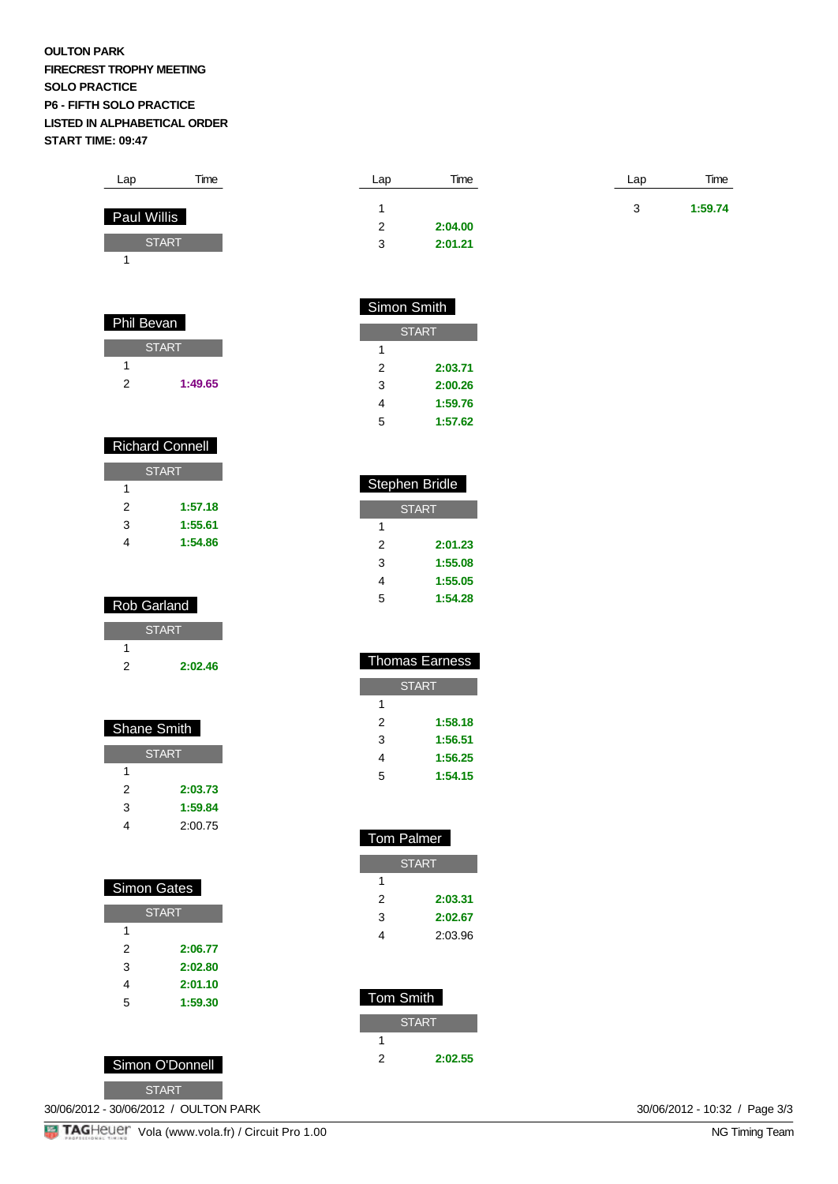**OULTON PARK**
**FIRECREST TROPHY MEETING**
**SOLO PRACTICE**
**P6 - FIFTH SOLO PRACTICE**
**LISTED IN ALPHABETICAL ORDER**
**START TIME: 09:47**

### Paul Willis

| Lap | Time |
|---|---|
| START | |
| 1 | |
| 2 | **2:04.00** |
| 3 | **2:01.21** |

### Phil Bevan

| Lap | Time |
|---|---|
| START | |
| 1 | |
| 2 | **1:49.65** |

### Richard Connell

| Lap | Time |
|---|---|
| START | |
| 1 | |
| 2 | **1:57.18** |
| 3 | **1:55.61** |
| 4 | **1:54.86** |

### Rob Garland

| Lap | Time |
|---|---|
| START | |
| 1 | |
| 2 | **2:02.46** |

### Shane Smith

| Lap | Time |
|---|---|
| START | |
| 1 | |
| 2 | **2:03.73** |
| 3 | **1:59.84** |
| 4 | 2:00.75 |

### Simon Gates

| Lap | Time |
|---|---|
| START | |
| 1 | |
| 2 | **2:06.77** |
| 3 | **2:02.80** |
| 4 | **2:01.10** |
| 5 | **1:59.30** |

### Simon O'Donnell

| Lap | Time |
|---|---|
| START | |
| 1 | |
| 2 | **2:04.00** |
| 3 | **2:01.21** |

### Simon Smith

| Lap | Time |
|---|---|
| START | |
| 1 | |
| 2 | **2:03.71** |
| 3 | **2:00.26** |
| 4 | **1:59.76** |
| 5 | **1:57.62** |

### Stephen Bridle

| Lap | Time |
|---|---|
| START | |
| 1 | |
| 2 | **2:01.23** |
| 3 | **1:55.08** |
| 4 | **1:55.05** |
| 5 | **1:54.28** |

### Thomas Earness

| Lap | Time |
|---|---|
| START | |
| 1 | |
| 2 | **1:58.18** |
| 3 | **1:56.51** |
| 4 | **1:56.25** |
| 5 | **1:54.15** |

### Tom Palmer

| Lap | Time |
|---|---|
| START | |
| 1 | |
| 2 | **2:03.31** |
| 3 | **2:02.67** |
| 4 | 2:03.96 |

### Tom Smith

| Lap | Time |
|---|---|
| START | |
| 1 | |
| 2 | **2:02.55** |
| 3 | **1:59.74** |

30/06/2012 - 30/06/2012 / OULTON PARK

30/06/2012 - 10:32

TAGHeuer Vola (www.vola.fr) / Circuit Pro 1.00

NG Timing Team